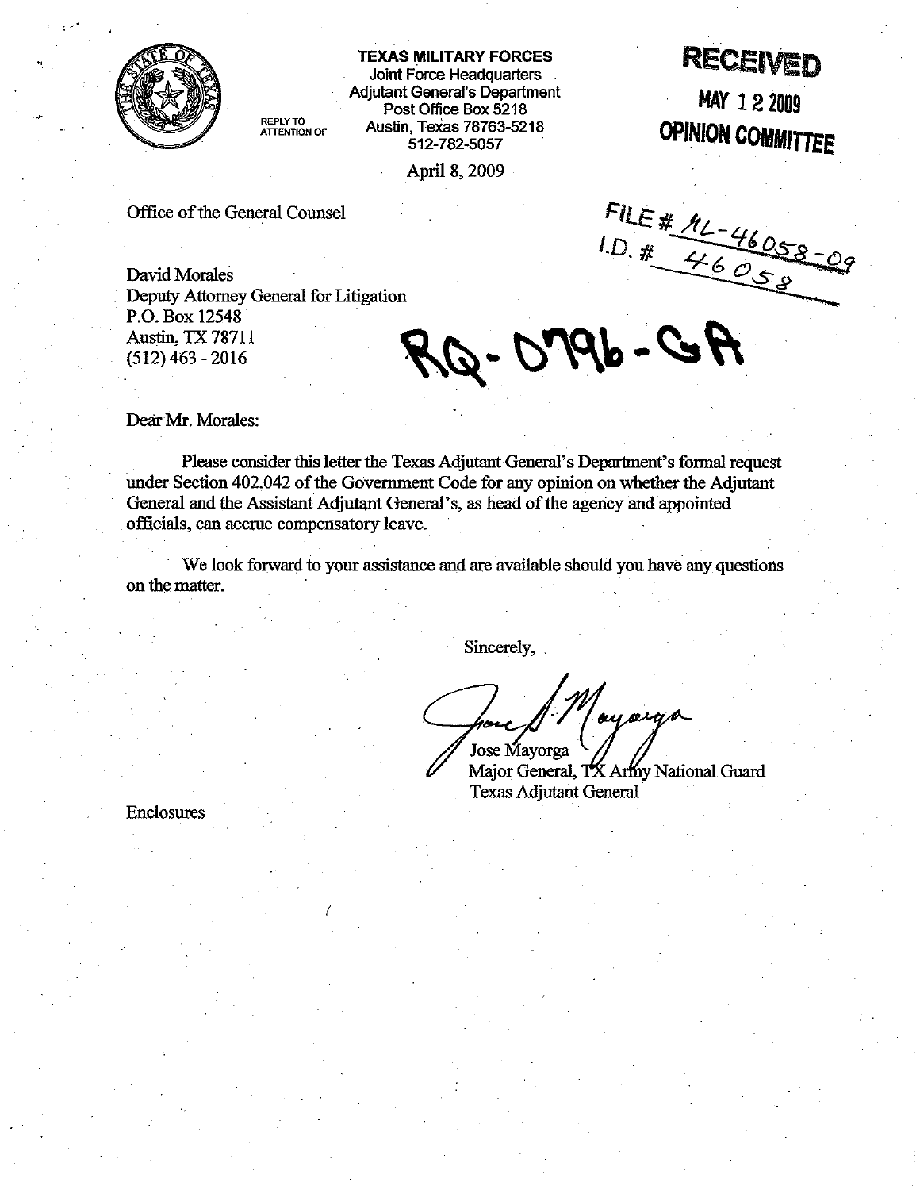**TEXAS MILITARY FORCES**
Joint Force Headquarters
Adjutant General's Department
Post Office Box 5218
Austin, Texas 78763-5218
512-782-5057

REPLY TO
ATTENTION OF

**RECEIVED**
**MAY 12 2009**
**OPINION COMMITTEE**

April 8, 2009

FILE # ML-46058-09
I.D. # 46058

Office of the General Counsel

RQ-0796-GA

David Morales
Deputy Attorney General for Litigation
P.O. Box 12548
Austin, TX 78711
(512) 463 - 2016

Dear Mr. Morales:

Please consider this letter the Texas Adjutant General's Department's formal request under Section 402.042 of the Government Code for any opinion on whether the Adjutant General and the Assistant Adjutant General's, as head of the agency and appointed officials, can accrue compensatory leave.

We look forward to your assistance and are available should you have any questions on the matter.

Sincerely,

Jose Mayorga
Major General, TX Army National Guard
Texas Adjutant General

Enclosures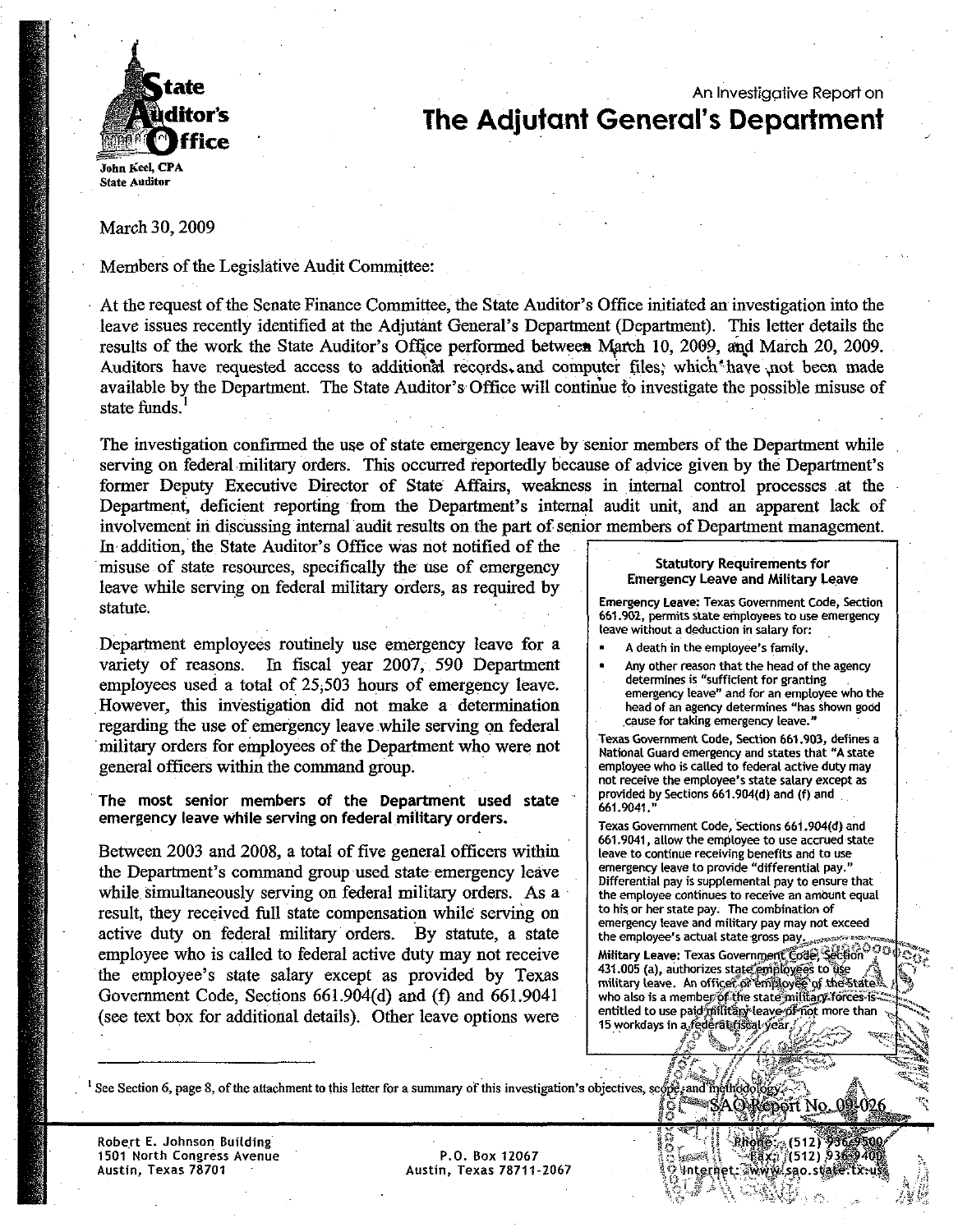An Investigative Report on

# The Adjutant General's Department

State Auditor's Office
John Keel, CPA
State Auditor

March 30, 2009

Members of the Legislative Audit Committee:

At the request of the Senate Finance Committee, the State Auditor's Office initiated an investigation into the leave issues recently identified at the Adjutant General's Department (Department). This letter details the results of the work the State Auditor's Office performed between March 10, 2009, and March 20, 2009. Auditors have requested access to additional records and computer files, which have not been made available by the Department. The State Auditor's Office will continue to investigate the possible misuse of state funds.[1]

The investigation confirmed the use of state emergency leave by senior members of the Department while serving on federal military orders. This occurred reportedly because of advice given by the Department's former Deputy Executive Director of State Affairs, weakness in internal control processes at the Department, deficient reporting from the Department's internal audit unit, and an apparent lack of involvement in discussing internal audit results on the part of senior members of Department management. In addition, the State Auditor's Office was not notified of the misuse of state resources, specifically the use of emergency leave while serving on federal military orders, as required by statute.

Department employees routinely use emergency leave for a variety of reasons. In fiscal year 2007, 590 Department employees used a total of 25,503 hours of emergency leave. However, this investigation did not make a determination regarding the use of emergency leave while serving on federal military orders for employees of the Department who were not general officers within the command group.

**The most senior members of the Department used state emergency leave while serving on federal military orders.**

Between 2003 and 2008, a total of five general officers within the Department's command group used state emergency leave while simultaneously serving on federal military orders. As a result, they received full state compensation while serving on active duty on federal military orders. By statute, a state employee who is called to federal active duty may not receive the employee's state salary except as provided by Texas Government Code, Sections 661.904(d) and (f) and 661.9041 (see text box for additional details). Other leave options were

> **Statutory Requirements for Emergency Leave and Military Leave**
>
> **Emergency Leave:** Texas Government Code, Section 661.902, permits state employees to use emergency leave without a deduction in salary for:
>
> - A death in the employee's family.
> - Any other reason that the head of the agency determines is "sufficient for granting emergency leave" and for an employee who the head of an agency determines "has shown good cause for taking emergency leave."
>
> Texas Government Code, Section 661.903, defines a National Guard emergency and states that "A state employee who is called to federal active duty may not receive the employee's state salary except as provided by Sections 661.904(d) and (f) and 661.9041."
>
> Texas Government Code, Sections 661.904(d) and 661.9041, allow the employee to use accrued state leave to continue receiving benefits and to use emergency leave to provide "differential pay." Differential pay is supplemental pay to ensure that the employee continues to receive an amount equal to his or her state pay. The combination of emergency leave and military pay may not exceed the employee's actual state gross pay.
>
> **Military Leave:** Texas Government Code, Section 431.005 (a), authorizes state employees to use military leave. An officer or employee of the State who is also a member of the state military forces is entitled to use paid military leave of not more than 15 workdays in a federal fiscal year.

[1] See Section 6, page 8, of the attachment to this letter for a summary of this investigation's objectives, scope, and methodology.

SAO Report No. 09-026

Robert E. Johnson Building
1501 North Congress Avenue
Austin, Texas 78701

P.O. Box 12067
Austin, Texas 78711-2067

Phone: (512) 936-9500
Fax: (512) 936-9400
Internet: www.sao.state.tx.us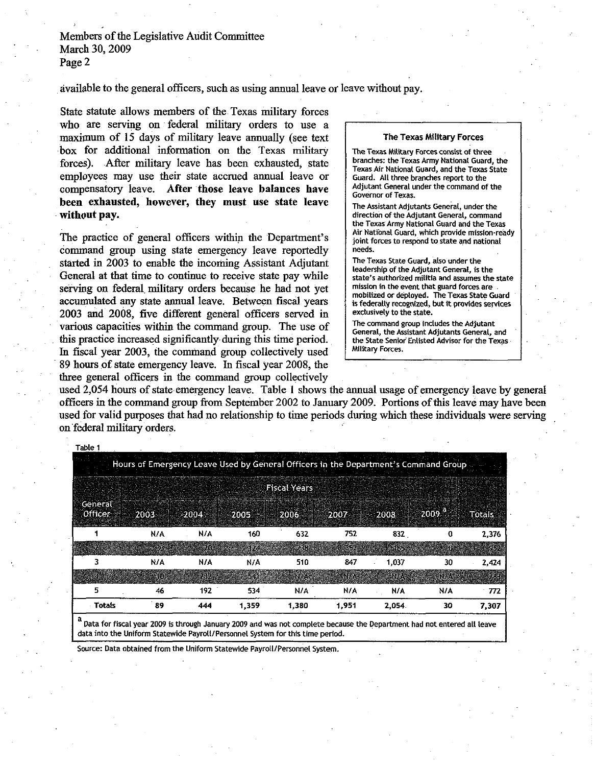available to the general officers, such as using annual leave or leave without pay.

State statute allows members of the Texas military forces who are serving on federal military orders to use a maximum of 15 days of military leave annually (see text box for additional information on the Texas military forces). After military leave has been exhausted, state employees may use their state accrued annual leave or compensatory leave. **After those leave balances have been exhausted, however, they must use state leave without pay.**

> **The Texas Military Forces**
>
> The Texas Military Forces consist of three branches: the Texas Army National Guard, the Texas Air National Guard, and the Texas State Guard. All three branches report to the Adjutant General under the command of the Governor of Texas.
>
> The Assistant Adjutants General, under the direction of the Adjutant General, command the Texas Army National Guard and the Texas Air National Guard, which provide mission-ready joint forces to respond to state and national needs.
>
> The Texas State Guard, also under the leadership of the Adjutant General, is the state's authorized militia and assumes the state mission in the event that guard forces are mobilized or deployed. The Texas State Guard is federally recognized, but it provides services exclusively to the state.
>
> The command group includes the Adjutant General, the Assistant Adjutants General, and the State Senior Enlisted Advisor for the Texas Military Forces.

The practice of general officers within the Department's command group using state emergency leave reportedly started in 2003 to enable the incoming Assistant Adjutant General at that time to continue to receive state pay while serving on federal military orders because he had not yet accumulated any state annual leave. Between fiscal years 2003 and 2008, five different general officers served in various capacities within the command group. The use of this practice increased significantly during this time period. In fiscal year 2003, the command group collectively used 89 hours of state emergency leave. In fiscal year 2008, the three general officers in the command group collectively used 2,054 hours of state emergency leave. Table 1 shows the annual usage of emergency leave by general officers in the command group from September 2002 to January 2009. Portions of this leave may have been used for valid purposes that had no relationship to time periods during which these individuals were serving on federal military orders.

Table 1

**Hours of Emergency Leave Used by General Officers in the Department's Command Group**

| General Officer | Fiscal Years | | | | | | | |
|---|---|---|---|---|---|---|---|---|
| | 2003 | 2004 | 2005 | 2006 | 2007 | 2008 | 2009 [a] | Totals |
| 1 | N/A | N/A | 160 | 632 | 752 | 832 | 0 | 2,376 |
| 2 | 33 | 20 | 124 | 238 | 352 | 185 | 0 | 952 |
| 3 | N/A | N/A | N/A | 510 | 847 | 1,037 | 30 | 2,424 |
| 4 | 10 | 232 | 541 | N/A | N/A | N/A | N/A | 783 |
| 5 | 46 | 192 | 534 | N/A | N/A | N/A | N/A | 772 |
| **Totals** | **89** | **444** | **1,359** | **1,380** | **1,951** | **2,054** | **30** | **7,307** |

[a] Data for fiscal year 2009 is through January 2009 and was not complete because the Department had not entered all leave data into the Uniform Statewide Payroll/Personnel System for this time period.

Source: Data obtained from the Uniform Statewide Payroll/Personnel System.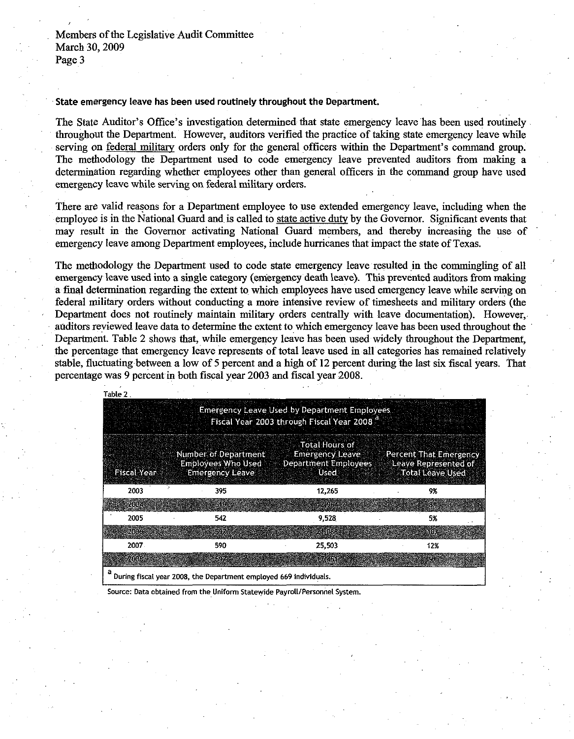**State emergency leave has been used routinely throughout the Department.**

The State Auditor's Office's investigation determined that state emergency leave has been used routinely throughout the Department. However, auditors verified the practice of taking state emergency leave while serving on federal military orders only for the general officers within the Department's command group. The methodology the Department used to code emergency leave prevented auditors from making a determination regarding whether employees other than general officers in the command group have used emergency leave while serving on federal military orders.

There are valid reasons for a Department employee to use extended emergency leave, including when the employee is in the National Guard and is called to state active duty by the Governor. Significant events that may result in the Governor activating National Guard members, and thereby increasing the use of emergency leave among Department employees, include hurricanes that impact the state of Texas.

The methodology the Department used to code state emergency leave resulted in the commingling of all emergency leave used into a single category (emergency death leave). This prevented auditors from making a final determination regarding the extent to which employees have used emergency leave while serving on federal military orders without conducting a more intensive review of timesheets and military orders (the Department does not routinely maintain military orders centrally with leave documentation). However, auditors reviewed leave data to determine the extent to which emergency leave has been used throughout the Department. Table 2 shows that, while emergency leave has been used widely throughout the Department, the percentage that emergency leave represents of total leave used in all categories has remained relatively stable, fluctuating between a low of 5 percent and a high of 12 percent during the last six fiscal years. That percentage was 9 percent in both fiscal year 2003 and fiscal year 2008.

Table 2

Emergency Leave Used by Department Employees Fiscal Year 2003 through Fiscal Year 2008 [a]

| Fiscal Year | Number of Department Employees Who Used Emergency Leave | Total Hours of Emergency Leave Department Employees Used | Percent That Emergency Leave Represented of Total Leave Used |
|---|---|---|---|
| 2003 | 395 | 12,265 | 9% |
| 2004 | 519 | 12,064 | 8% |
| 2005 | 542 | 9,528 | 5% |
| 2006 | 547 | 21,086 | 10% |
| 2007 | 590 | 25,503 | 12% |
| 2008 | 597 | 17,451 | 9% |

[a] During fiscal year 2008, the Department employed 669 individuals.

Source: Data obtained from the Uniform Statewide Payroll/Personnel System.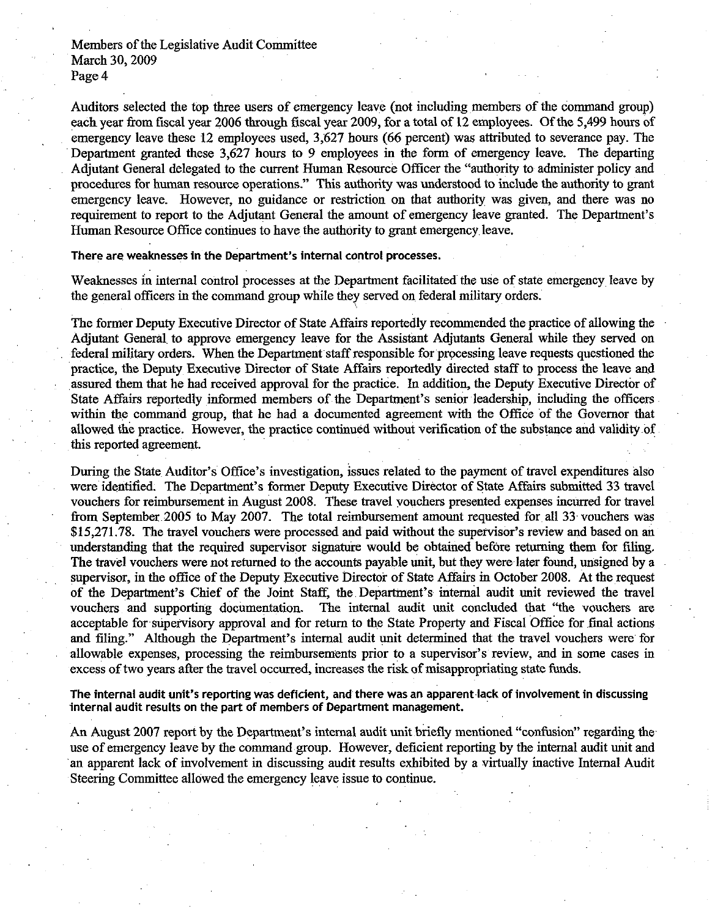Auditors selected the top three users of emergency leave (not including members of the command group) each year from fiscal year 2006 through fiscal year 2009, for a total of 12 employees. Of the 5,499 hours of emergency leave these 12 employees used, 3,627 hours (66 percent) was attributed to severance pay. The Department granted these 3,627 hours to 9 employees in the form of emergency leave. The departing Adjutant General delegated to the current Human Resource Officer the "authority to administer policy and procedures for human resource operations." This authority was understood to include the authority to grant emergency leave. However, no guidance or restriction on that authority was given, and there was no requirement to report to the Adjutant General the amount of emergency leave granted. The Department's Human Resource Office continues to have the authority to grant emergency leave.

**There are weaknesses in the Department's internal control processes.**

Weaknesses in internal control processes at the Department facilitated the use of state emergency leave by the general officers in the command group while they served on federal military orders.

The former Deputy Executive Director of State Affairs reportedly recommended the practice of allowing the Adjutant General to approve emergency leave for the Assistant Adjutants General while they served on federal military orders. When the Department staff responsible for processing leave requests questioned the practice, the Deputy Executive Director of State Affairs reportedly directed staff to process the leave and assured them that he had received approval for the practice. In addition, the Deputy Executive Director of State Affairs reportedly informed members of the Department's senior leadership, including the officers within the command group, that he had a documented agreement with the Office of the Governor that allowed the practice. However, the practice continued without verification of the substance and validity of this reported agreement.

During the State Auditor's Office's investigation, issues related to the payment of travel expenditures also were identified. The Department's former Deputy Executive Director of State Affairs submitted 33 travel vouchers for reimbursement in August 2008. These travel vouchers presented expenses incurred for travel from September 2005 to May 2007. The total reimbursement amount requested for all 33 vouchers was $15,271.78. The travel vouchers were processed and paid without the supervisor's review and based on an understanding that the required supervisor signature would be obtained before returning them for filing. The travel vouchers were not returned to the accounts payable unit, but they were later found, unsigned by a supervisor, in the office of the Deputy Executive Director of State Affairs in October 2008. At the request of the Department's Chief of the Joint Staff, the Department's internal audit unit reviewed the travel vouchers and supporting documentation. The internal audit unit concluded that "the vouchers are acceptable for supervisory approval and for return to the State Property and Fiscal Office for final actions and filing." Although the Department's internal audit unit determined that the travel vouchers were for allowable expenses, processing the reimbursements prior to a supervisor's review, and in some cases in excess of two years after the travel occurred, increases the risk of misappropriating state funds.

**The internal audit unit's reporting was deficient, and there was an apparent lack of involvement in discussing internal audit results on the part of members of Department management.**

An August 2007 report by the Department's internal audit unit briefly mentioned "confusion" regarding the use of emergency leave by the command group. However, deficient reporting by the internal audit unit and an apparent lack of involvement in discussing audit results exhibited by a virtually inactive Internal Audit Steering Committee allowed the emergency leave issue to continue.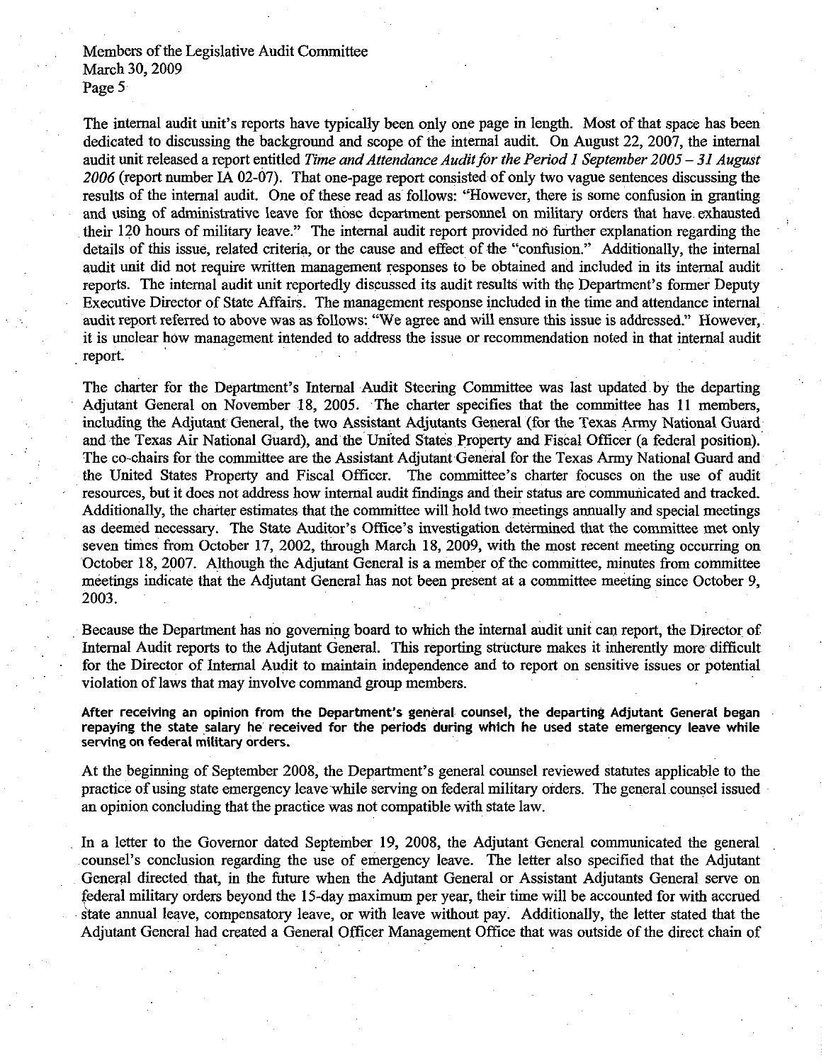The internal audit unit's reports have typically been only one page in length. Most of that space has been dedicated to discussing the background and scope of the internal audit. On August 22, 2007, the internal audit unit released a report entitled *Time and Attendance Audit for the Period 1 September 2005 – 31 August 2006* (report number IA 02-07). That one-page report consisted of only two vague sentences discussing the results of the internal audit. One of these read as follows: "However, there is some confusion in granting and using of administrative leave for those department personnel on military orders that have exhausted their 120 hours of military leave." The internal audit report provided no further explanation regarding the details of this issue, related criteria, or the cause and effect of the "confusion." Additionally, the internal audit unit did not require written management responses to be obtained and included in its internal audit reports. The internal audit unit reportedly discussed its audit results with the Department's former Deputy Executive Director of State Affairs. The management response included in the time and attendance internal audit report referred to above was as follows: "We agree and will ensure this issue is addressed." However, it is unclear how management intended to address the issue or recommendation noted in that internal audit report.

The charter for the Department's Internal Audit Steering Committee was last updated by the departing Adjutant General on November 18, 2005. The charter specifies that the committee has 11 members, including the Adjutant General, the two Assistant Adjutants General (for the Texas Army National Guard and the Texas Air National Guard), and the United States Property and Fiscal Officer (a federal position). The co-chairs for the committee are the Assistant Adjutant General for the Texas Army National Guard and the United States Property and Fiscal Officer. The committee's charter focuses on the use of audit resources, but it does not address how internal audit findings and their status are communicated and tracked. Additionally, the charter estimates that the committee will hold two meetings annually and special meetings as deemed necessary. The State Auditor's Office's investigation determined that the committee met only seven times from October 17, 2002, through March 18, 2009, with the most recent meeting occurring on October 18, 2007. Although the Adjutant General is a member of the committee, minutes from committee meetings indicate that the Adjutant General has not been present at a committee meeting since October 9, 2003.

Because the Department has no governing board to which the internal audit unit can report, the Director of Internal Audit reports to the Adjutant General. This reporting structure makes it inherently more difficult for the Director of Internal Audit to maintain independence and to report on sensitive issues or potential violation of laws that may involve command group members.

**After receiving an opinion from the Department's general counsel, the departing Adjutant General began repaying the state salary he received for the periods during which he used state emergency leave while serving on federal military orders.**

At the beginning of September 2008, the Department's general counsel reviewed statutes applicable to the practice of using state emergency leave while serving on federal military orders. The general counsel issued an opinion concluding that the practice was not compatible with state law.

In a letter to the Governor dated September 19, 2008, the Adjutant General communicated the general counsel's conclusion regarding the use of emergency leave. The letter also specified that the Adjutant General directed that, in the future when the Adjutant General or Assistant Adjutants General serve on federal military orders beyond the 15-day maximum per year, their time will be accounted for with accrued state annual leave, compensatory leave, or with leave without pay. Additionally, the letter stated that the Adjutant General had created a General Officer Management Office that was outside of the direct chain of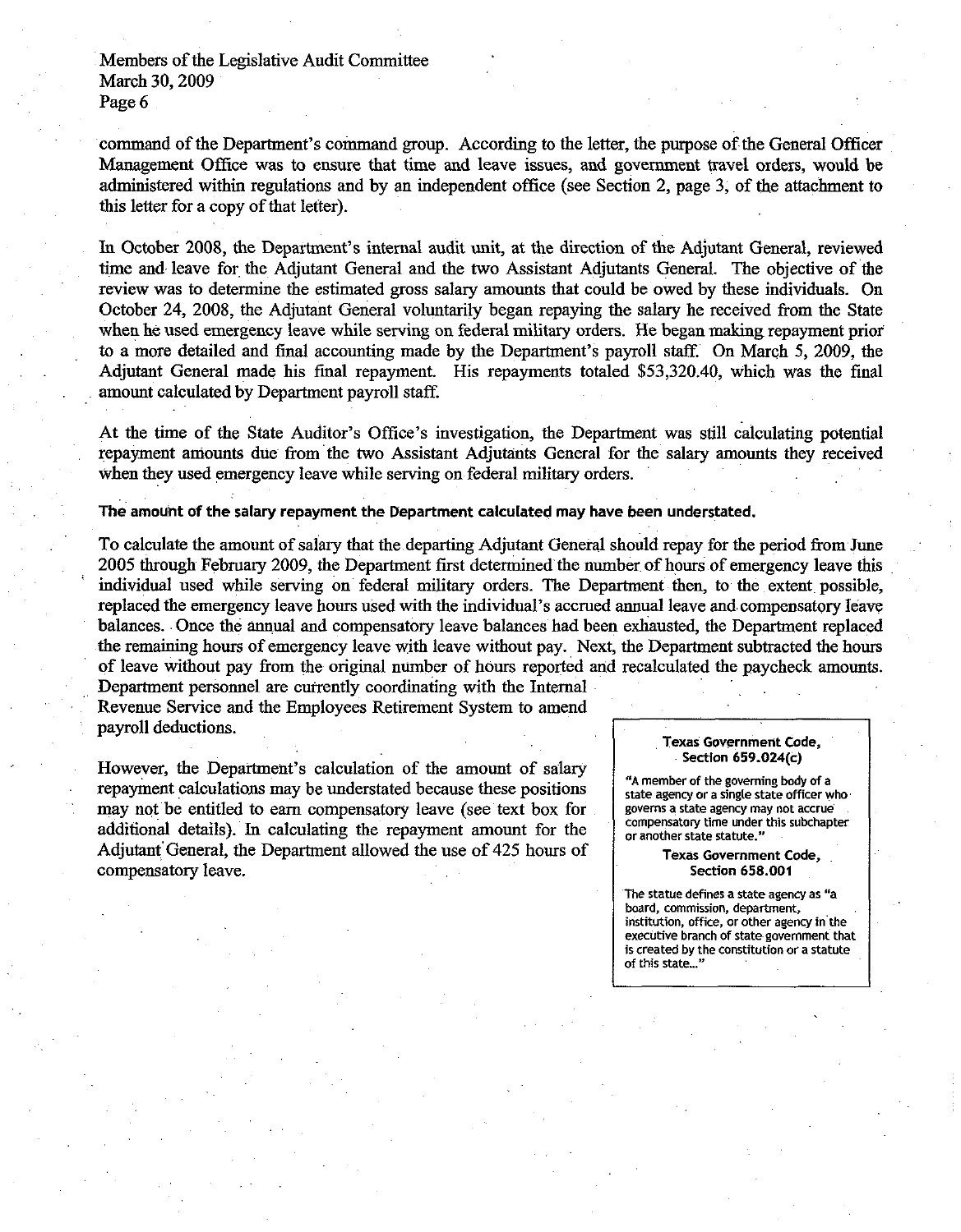command of the Department's command group. According to the letter, the purpose of the General Officer Management Office was to ensure that time and leave issues, and government travel orders, would be administered within regulations and by an independent office (see Section 2, page 3, of the attachment to this letter for a copy of that letter).

In October 2008, the Department's internal audit unit, at the direction of the Adjutant General, reviewed time and leave for the Adjutant General and the two Assistant Adjutants General. The objective of the review was to determine the estimated gross salary amounts that could be owed by these individuals. On October 24, 2008, the Adjutant General voluntarily began repaying the salary he received from the State when he used emergency leave while serving on federal military orders. He began making repayment prior to a more detailed and final accounting made by the Department's payroll staff. On March 5, 2009, the Adjutant General made his final repayment. His repayments totaled $53,320.40, which was the final amount calculated by Department payroll staff.

At the time of the State Auditor's Office's investigation, the Department was still calculating potential repayment amounts due from the two Assistant Adjutants General for the salary amounts they received when they used emergency leave while serving on federal military orders.

**The amount of the salary repayment the Department calculated may have been understated.**

To calculate the amount of salary that the departing Adjutant General should repay for the period from June 2005 through February 2009, the Department first determined the number of hours of emergency leave this individual used while serving on federal military orders. The Department then, to the extent possible, replaced the emergency leave hours used with the individual's accrued annual leave and compensatory leave balances. Once the annual and compensatory leave balances had been exhausted, the Department replaced the remaining hours of emergency leave with leave without pay. Next, the Department subtracted the hours of leave without pay from the original number of hours reported and recalculated the paycheck amounts. Department personnel are currently coordinating with the Internal Revenue Service and the Employees Retirement System to amend payroll deductions.

However, the Department's calculation of the amount of salary repayment calculations may be understated because these positions may not be entitled to earn compensatory leave (see text box for additional details). In calculating the repayment amount for the Adjutant General, the Department allowed the use of 425 hours of compensatory leave.

> **Texas Government Code, Section 659.024(c)**
>
> "A member of the governing body of a state agency or a single state officer who governs a state agency may not accrue compensatory time under this subchapter or another state statute."
>
> **Texas Government Code, Section 658.001**
>
> The statue defines a state agency as "a board, commission, department, institution, office, or other agency in the executive branch of state government that is created by the constitution or a statute of this state..."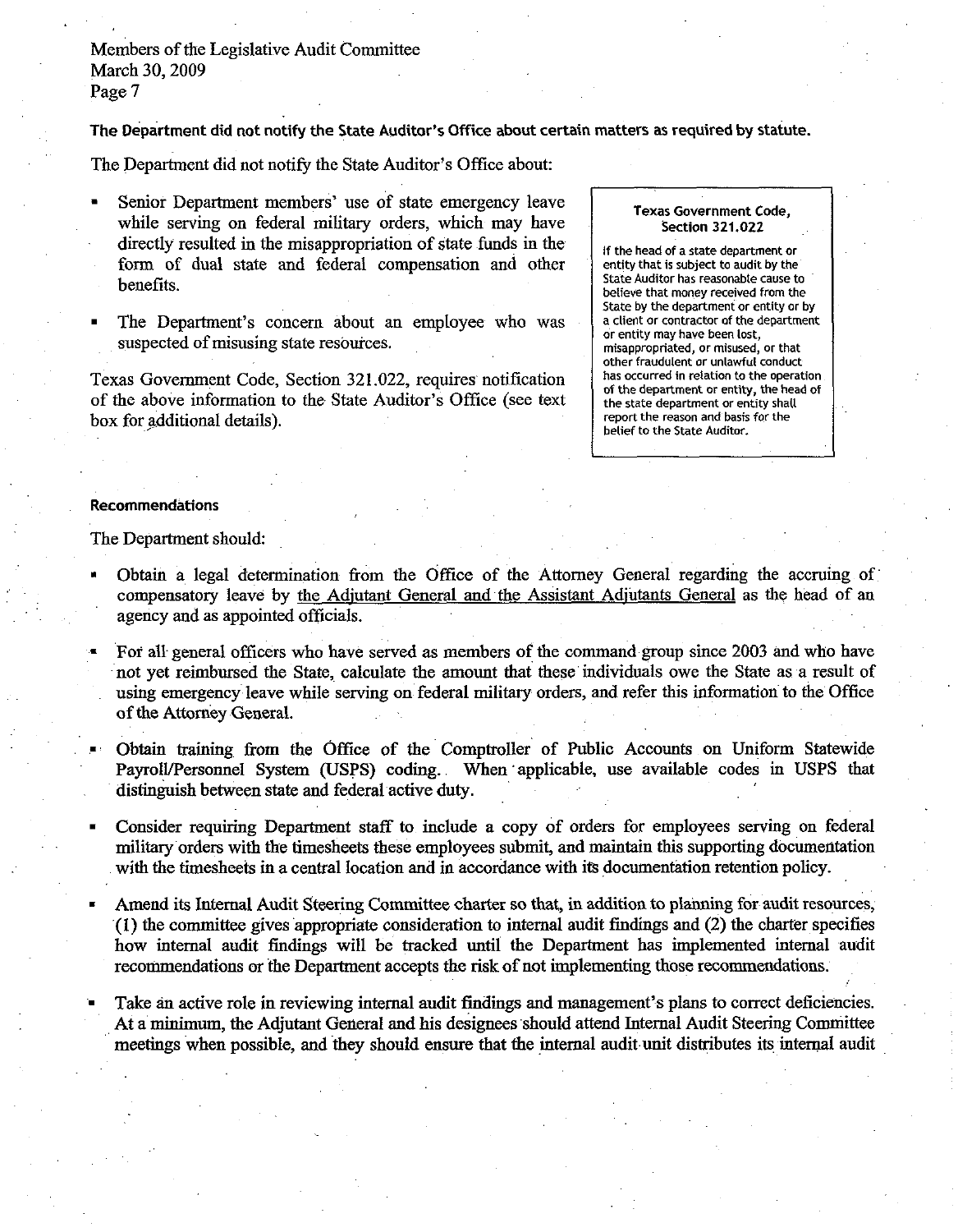**The Department did not notify the State Auditor's Office about certain matters as required by statute.**

The Department did not notify the State Auditor's Office about:

- Senior Department members' use of state emergency leave while serving on federal military orders, which may have directly resulted in the misappropriation of state funds in the form of dual state and federal compensation and other benefits.
- The Department's concern about an employee who was suspected of misusing state resources.

Texas Government Code, Section 321.022, requires notification of the above information to the State Auditor's Office (see text box for additional details).

> **Texas Government Code, Section 321.022**
>
> If the head of a state department or entity that is subject to audit by the State Auditor has reasonable cause to believe that money received from the State by the department or entity or by a client or contractor of the department or entity may have been lost, misappropriated, or misused, or that other fraudulent or unlawful conduct has occurred in relation to the operation of the department or entity, the head of the state department or entity shall report the reason and basis for the belief to the State Auditor.

#### Recommendations

The Department should:

- Obtain a legal determination from the Office of the Attorney General regarding the accruing of compensatory leave by the Adjutant General and the Assistant Adjutants General as the head of an agency and as appointed officials.
- For all general officers who have served as members of the command group since 2003 and who have not yet reimbursed the State, calculate the amount that these individuals owe the State as a result of using emergency leave while serving on federal military orders, and refer this information to the Office of the Attorney General.
- Obtain training from the Office of the Comptroller of Public Accounts on Uniform Statewide Payroll/Personnel System (USPS) coding. When applicable, use available codes in USPS that distinguish between state and federal active duty.
- Consider requiring Department staff to include a copy of orders for employees serving on federal military orders with the timesheets these employees submit, and maintain this supporting documentation with the timesheets in a central location and in accordance with its documentation retention policy.
- Amend its Internal Audit Steering Committee charter so that, in addition to planning for audit resources, (1) the committee gives appropriate consideration to internal audit findings and (2) the charter specifies how internal audit findings will be tracked until the Department has implemented internal audit recommendations or the Department accepts the risk of not implementing those recommendations.
- Take an active role in reviewing internal audit findings and management's plans to correct deficiencies. At a minimum, the Adjutant General and his designees should attend Internal Audit Steering Committee meetings when possible, and they should ensure that the internal audit unit distributes its internal audit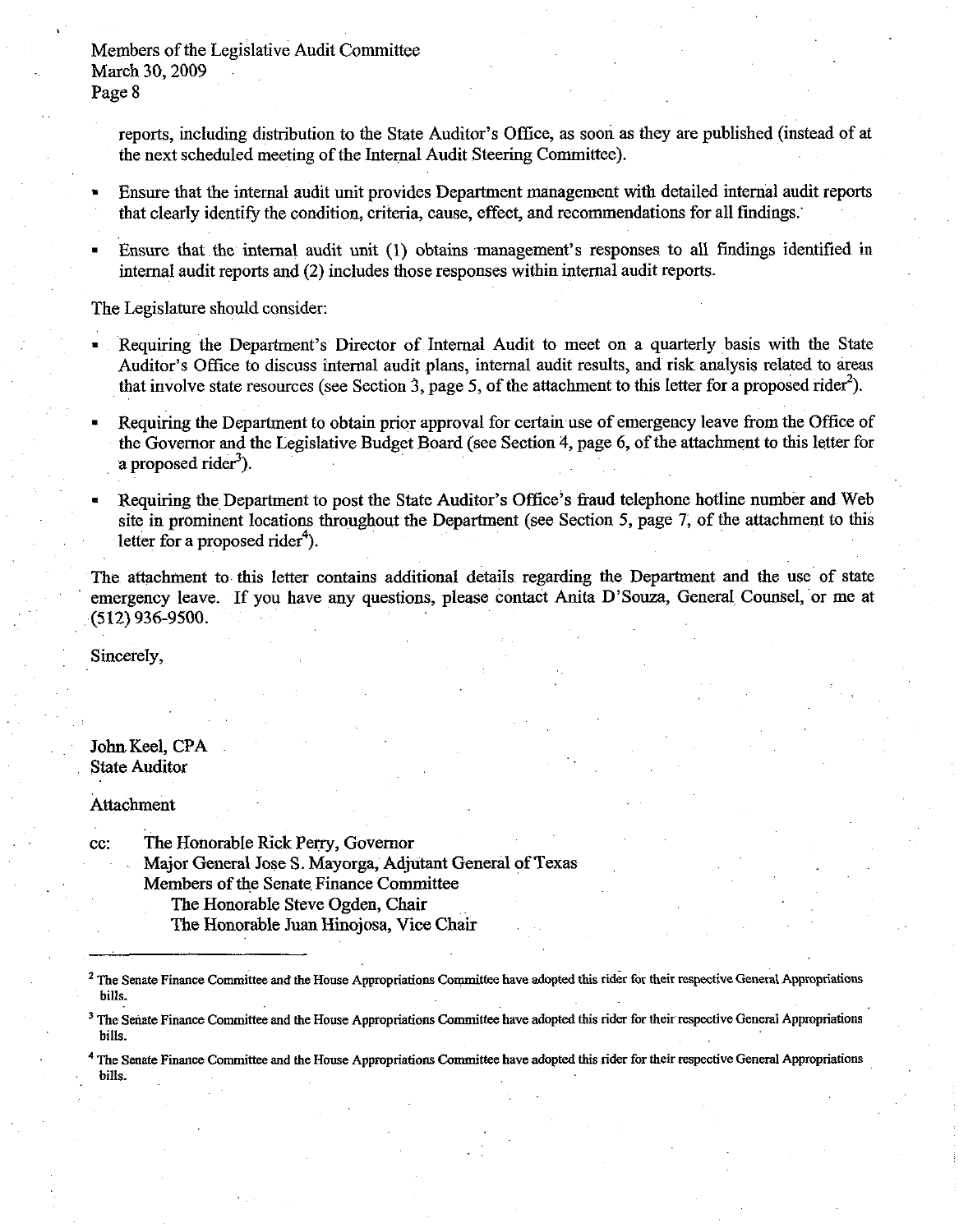reports, including distribution to the State Auditor's Office, as soon as they are published (instead of at the next scheduled meeting of the Internal Audit Steering Committee).

- Ensure that the internal audit unit provides Department management with detailed internal audit reports that clearly identify the condition, criteria, cause, effect, and recommendations for all findings.
- Ensure that the internal audit unit (1) obtains management's responses to all findings identified in internal audit reports and (2) includes those responses within internal audit reports.

The Legislature should consider:

- Requiring the Department's Director of Internal Audit to meet on a quarterly basis with the State Auditor's Office to discuss internal audit plans, internal audit results, and risk analysis related to areas that involve state resources (see Section 3, page 5, of the attachment to this letter for a proposed rider[2]).
- Requiring the Department to obtain prior approval for certain use of emergency leave from the Office of the Governor and the Legislative Budget Board (see Section 4, page 6, of the attachment to this letter for a proposed rider[3]).
- Requiring the Department to post the State Auditor's Office's fraud telephone hotline number and Web site in prominent locations throughout the Department (see Section 5, page 7, of the attachment to this letter for a proposed rider[4]).

The attachment to this letter contains additional details regarding the Department and the use of state emergency leave. If you have any questions, please contact Anita D'Souza, General Counsel, or me at (512) 936-9500.

Sincerely,

John Keel, CPA
State Auditor

Attachment

cc: The Honorable Rick Perry, Governor
Major General Jose S. Mayorga, Adjutant General of Texas
Members of the Senate Finance Committee
The Honorable Steve Ogden, Chair
The Honorable Juan Hinojosa, Vice Chair

---

[2] The Senate Finance Committee and the House Appropriations Committee have adopted this rider for their respective General Appropriations bills.

[3] The Senate Finance Committee and the House Appropriations Committee have adopted this rider for their respective General Appropriations bills.

[4] The Senate Finance Committee and the House Appropriations Committee have adopted this rider for their respective General Appropriations bills.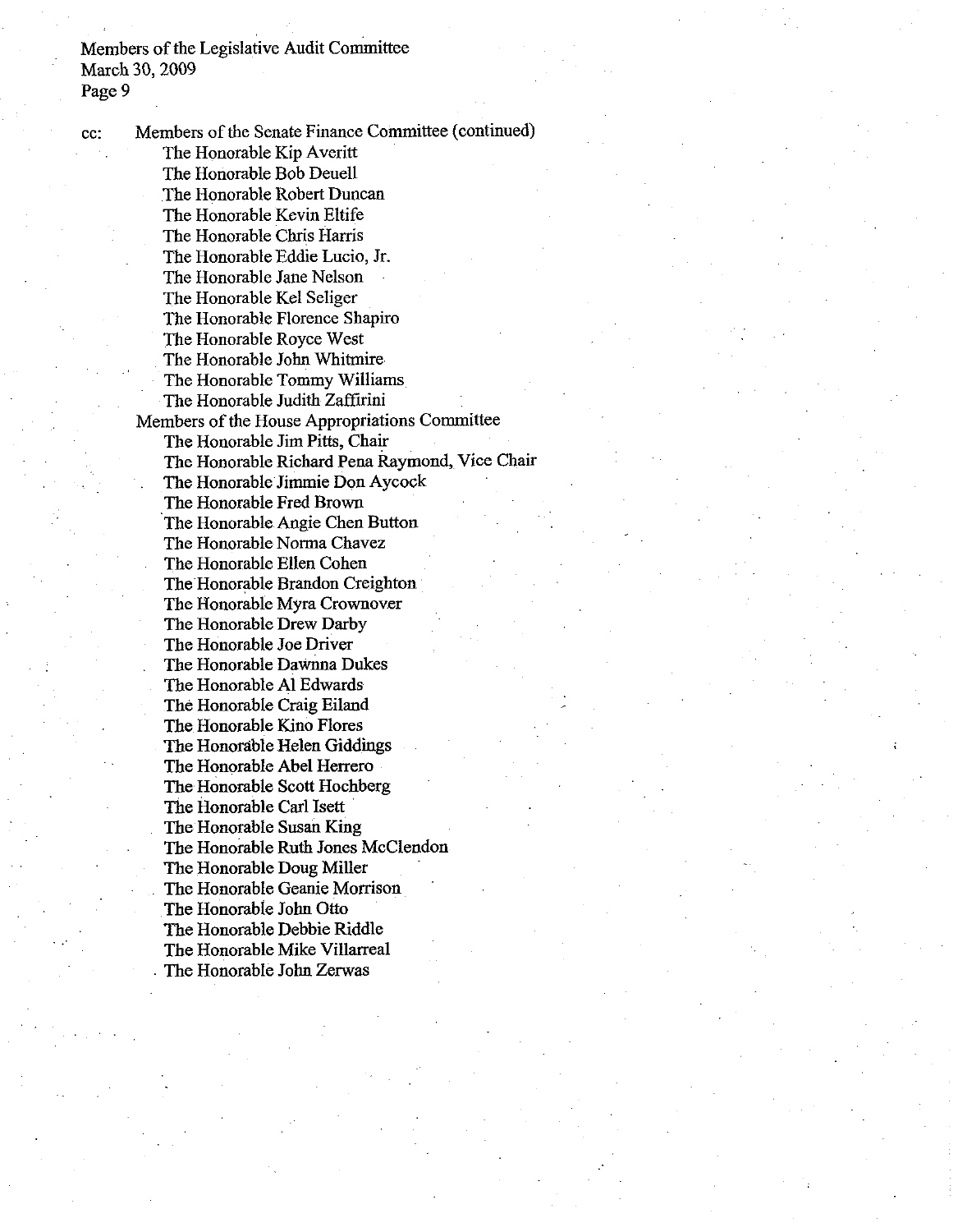Members of the Legislative Audit Committee
March 30, 2009
Page 9

cc: Members of the Senate Finance Committee (continued)

- The Honorable Kip Averitt
- The Honorable Bob Deuell
- The Honorable Robert Duncan
- The Honorable Kevin Eltife
- The Honorable Chris Harris
- The Honorable Eddie Lucio, Jr.
- The Honorable Jane Nelson
- The Honorable Kel Seliger
- The Honorable Florence Shapiro
- The Honorable Royce West
- The Honorable John Whitmire
- The Honorable Tommy Williams
- The Honorable Judith Zaffirini

Members of the House Appropriations Committee

- The Honorable Jim Pitts, Chair
- The Honorable Richard Pena Raymond, Vice Chair
- The Honorable Jimmie Don Aycock
- The Honorable Fred Brown
- The Honorable Angie Chen Button
- The Honorable Norma Chavez
- The Honorable Ellen Cohen
- The Honorable Brandon Creighton
- The Honorable Myra Crownover
- The Honorable Drew Darby
- The Honorable Joe Driver
- The Honorable Dawnna Dukes
- The Honorable Al Edwards
- The Honorable Craig Eiland
- The Honorable Kino Flores
- The Honorable Helen Giddings
- The Honorable Abel Herrero
- The Honorable Scott Hochberg
- The Honorable Carl Isett
- The Honorable Susan King
- The Honorable Ruth Jones McClendon
- The Honorable Doug Miller
- The Honorable Geanie Morrison
- The Honorable John Otto
- The Honorable Debbie Riddle
- The Honorable Mike Villarreal
- The Honorable John Zerwas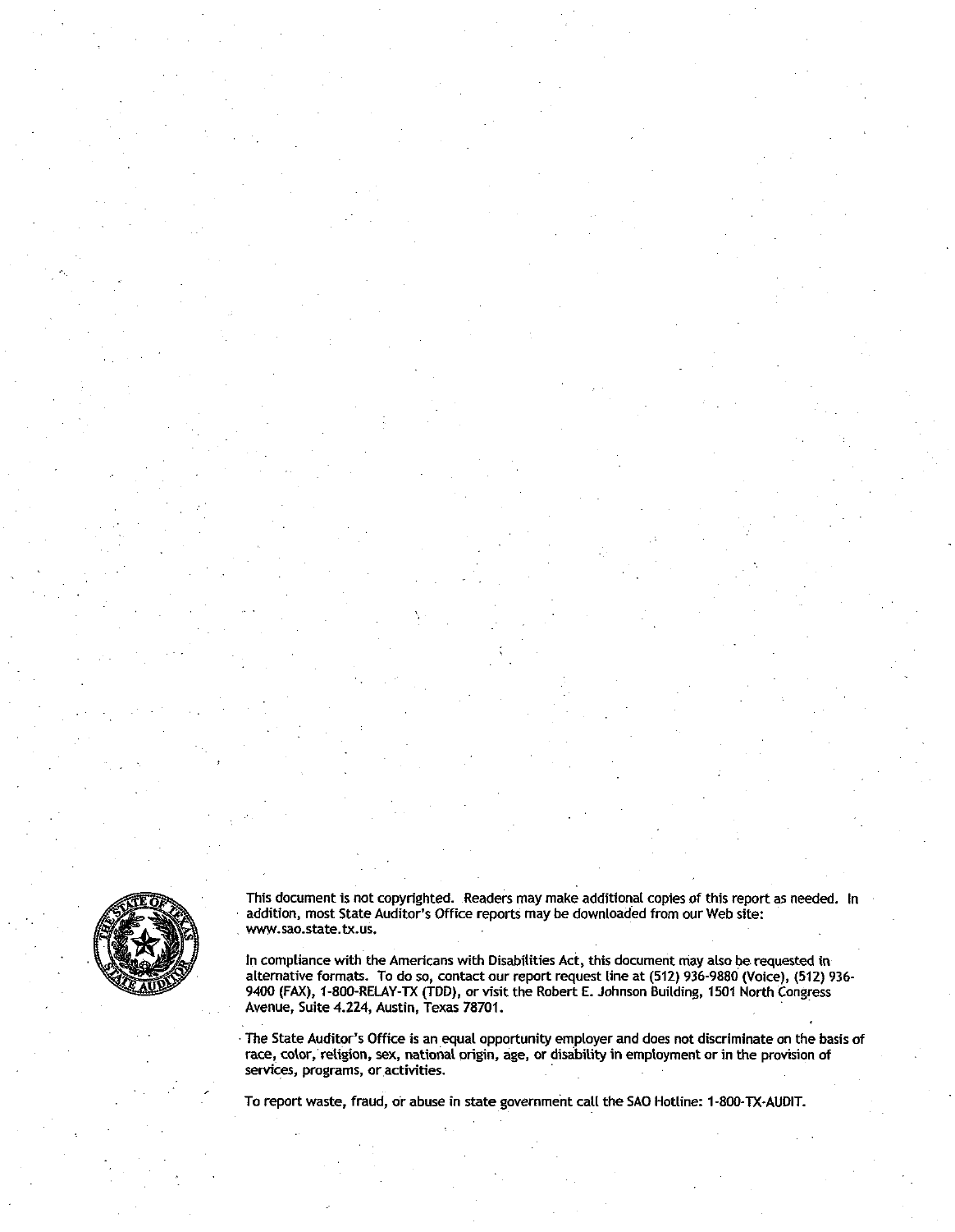This document is not copyrighted. Readers may make additional copies of this report as needed. In addition, most State Auditor's Office reports may be downloaded from our Web site: www.sao.state.tx.us.

In compliance with the Americans with Disabilities Act, this document may also be requested in alternative formats. To do so, contact our report request line at (512) 936-9880 (Voice), (512) 936-9400 (FAX), 1-800-RELAY-TX (TDD), or visit the Robert E. Johnson Building, 1501 North Congress Avenue, Suite 4.224, Austin, Texas 78701.

The State Auditor's Office is an equal opportunity employer and does not discriminate on the basis of race, color, religion, sex, national origin, age, or disability in employment or in the provision of services, programs, or activities.

To report waste, fraud, or abuse in state government call the SAO Hotline: 1-800-TX-AUDIT.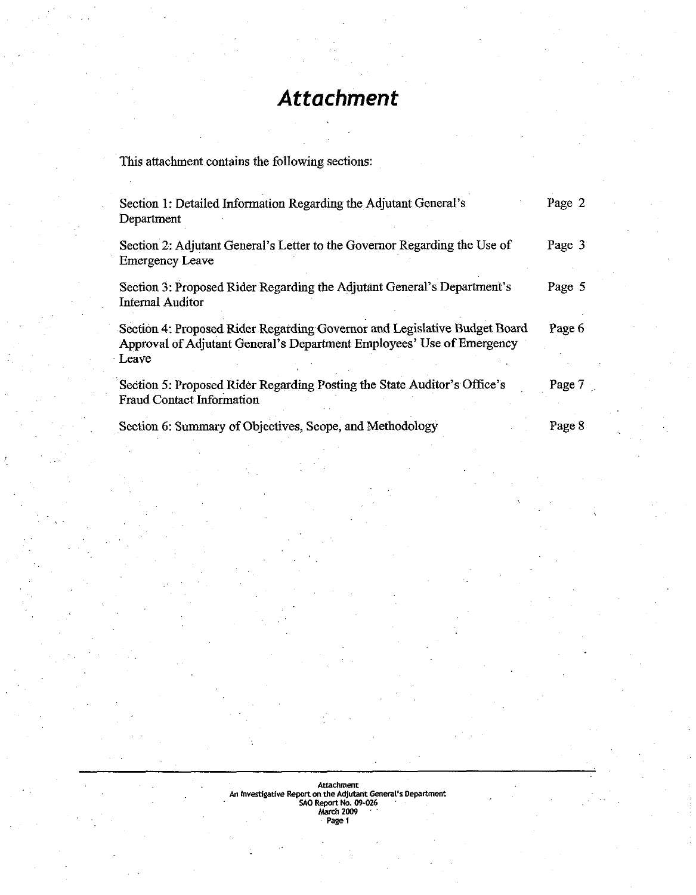# Attachment

This attachment contains the following sections:

| Section | Page |
| --- | --- |
| Section 1: Detailed Information Regarding the Adjutant General's Department | Page 2 |
| Section 2: Adjutant General's Letter to the Governor Regarding the Use of Emergency Leave | Page 3 |
| Section 3: Proposed Rider Regarding the Adjutant General's Department's Internal Auditor | Page 5 |
| Section 4: Proposed Rider Regarding Governor and Legislative Budget Board Approval of Adjutant General's Department Employees' Use of Emergency Leave | Page 6 |
| Section 5: Proposed Rider Regarding Posting the State Auditor's Office's Fraud Contact Information | Page 7 |
| Section 6: Summary of Objectives, Scope, and Methodology | Page 8 |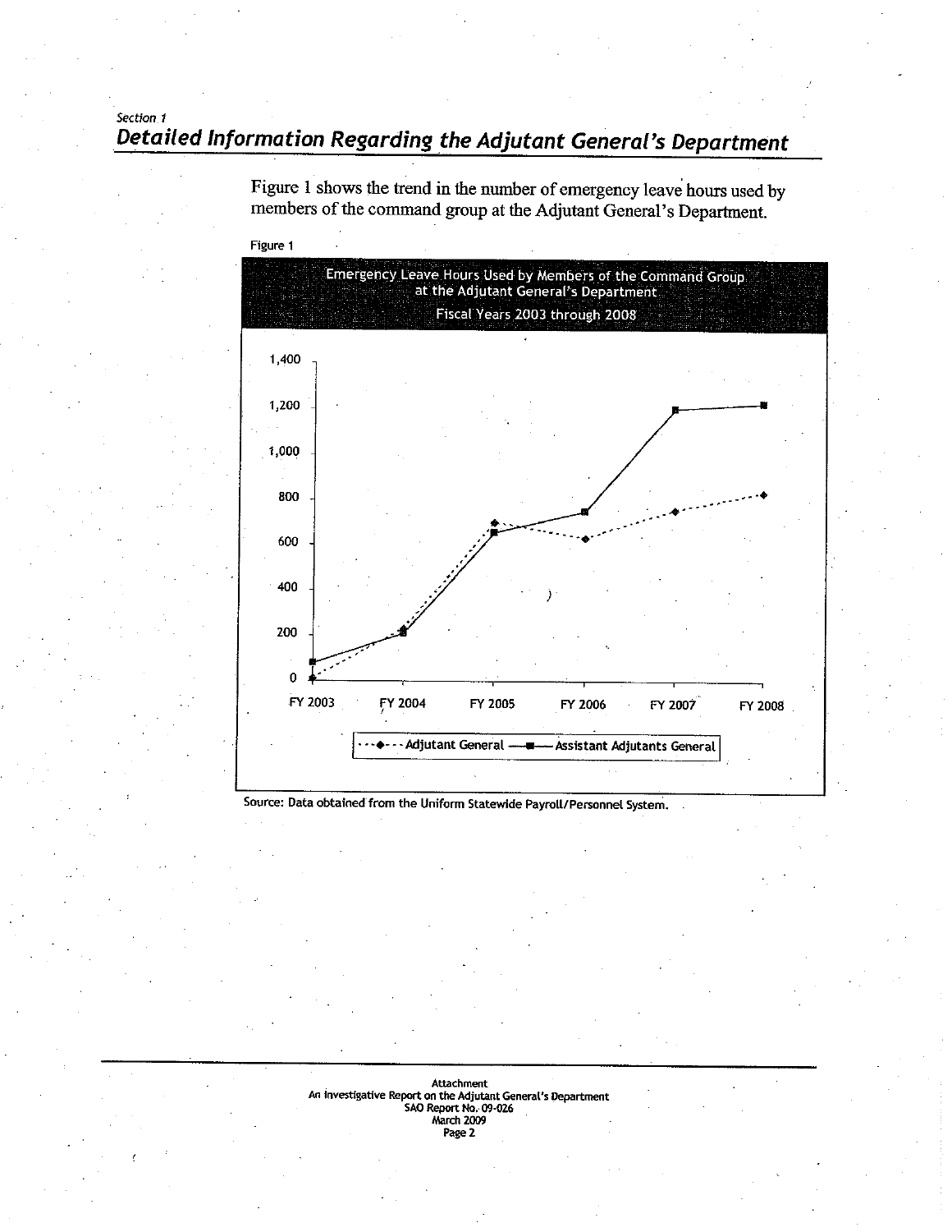Section 1

## Detailed Information Regarding the Adjutant General's Department

Figure 1 shows the trend in the number of emergency leave hours used by members of the command group at the Adjutant General's Department.

Figure 1

**Emergency Leave Hours Used by Members of the Command Group at the Adjutant General's Department**

**Fiscal Years 2003 through 2008**

Source: Data obtained from the Uniform Statewide Payroll/Personnel System.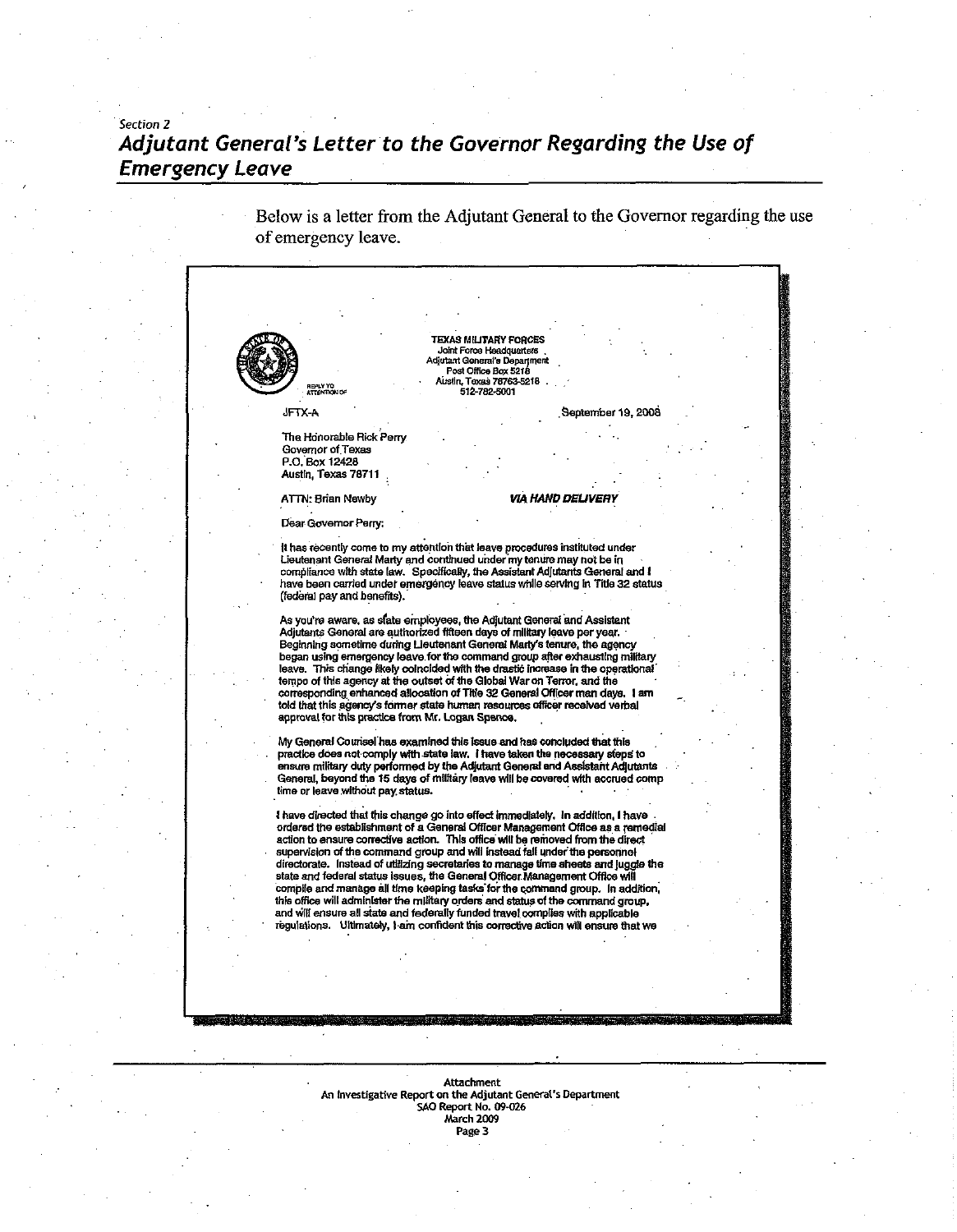Section 2

## Adjutant General's Letter to the Governor Regarding the Use of Emergency Leave

Below is a letter from the Adjutant General to the Governor regarding the use of emergency leave.

TEXAS MILITARY FORCES
Joint Force Headquarters
Adjutant General's Department
Post Office Box 5218
Austin, Texas 78763-5218
512-782-5001

REPLY TO
ATTENTION OF

JFTX-A

September 19, 2008

The Honorable Rick Perry
Governor of Texas
P.O. Box 12428
Austin, Texas 78711

ATTN: Brian Newby

***VIA HAND DELIVERY***

Dear Governor Perry:

It has recently come to my attention that leave procedures instituted under Lieutenant General Marty and continued under my tenure may not be in compliance with state law. Specifically, the Assistant Adjutants General and I have been carried under emergency leave status while serving in Title 32 status (federal pay and benefits).

As you're aware, as state employees, the Adjutant General and Assistant Adjutants General are authorized fifteen days of military leave per year. Beginning sometime during Lieutenant General Marty's tenure, the agency began using emergency leave for the command group after exhausting military leave. This change likely coincided with the drastic increase in the operational tempo of this agency at the outset of the Global War on Terror, and the corresponding enhanced allocation of Title 32 General Officer man days. I am told that this agency's former state human resources officer received verbal approval for this practice from Mr. Logan Spence.

My General Counsel has examined this issue and has concluded that this practice does not comply with state law. I have taken the necessary steps to ensure military duty performed by the Adjutant General and Assistant Adjutants General, beyond the 15 days of military leave will be covered with accrued comp time or leave without pay status.

I have directed that this change go into effect immediately. In addition, I have ordered the establishment of a General Officer Management Office as a remedial action to ensure corrective action. This office will be removed from the direct supervision of the command group and will instead fall under the personnel directorate. Instead of utilizing secretaries to manage time sheets and juggle the state and federal status issues, the General Officer Management Office will compile and manage all time keeping tasks for the command group. In addition, this office will administer the military orders and status of the command group, and will ensure all state and federally funded travel complies with applicable regulations. Ultimately, I am confident this corrective action will ensure that we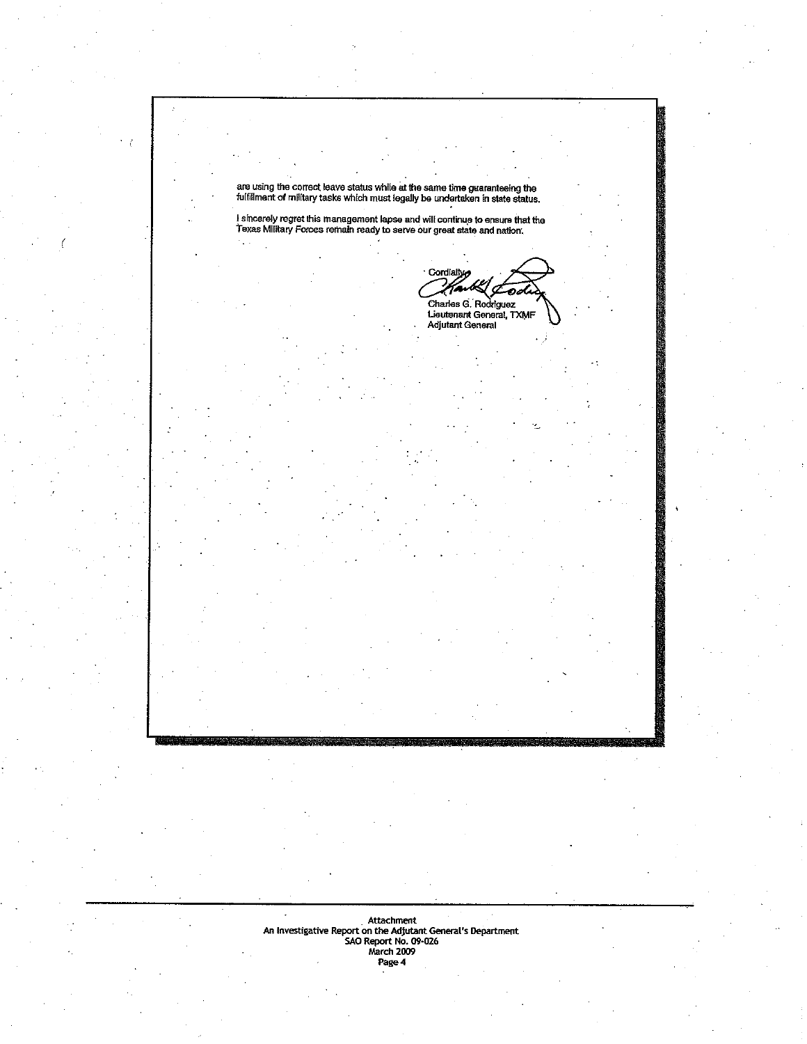are using the correct leave status while at the same time guaranteeing the fulfillment of military tasks which must legally be undertaken in state status.

I sincerely regret this management lapse and will continue to ensure that the Texas Military Forces remain ready to serve our great state and nation.

Cordially,

Charles G. Rodriguez
Lieutenant General, TXMF
Adjutant General

Attachment
An Investigative Report on the Adjutant General's Department
SAO Report No. 09-026
March 2009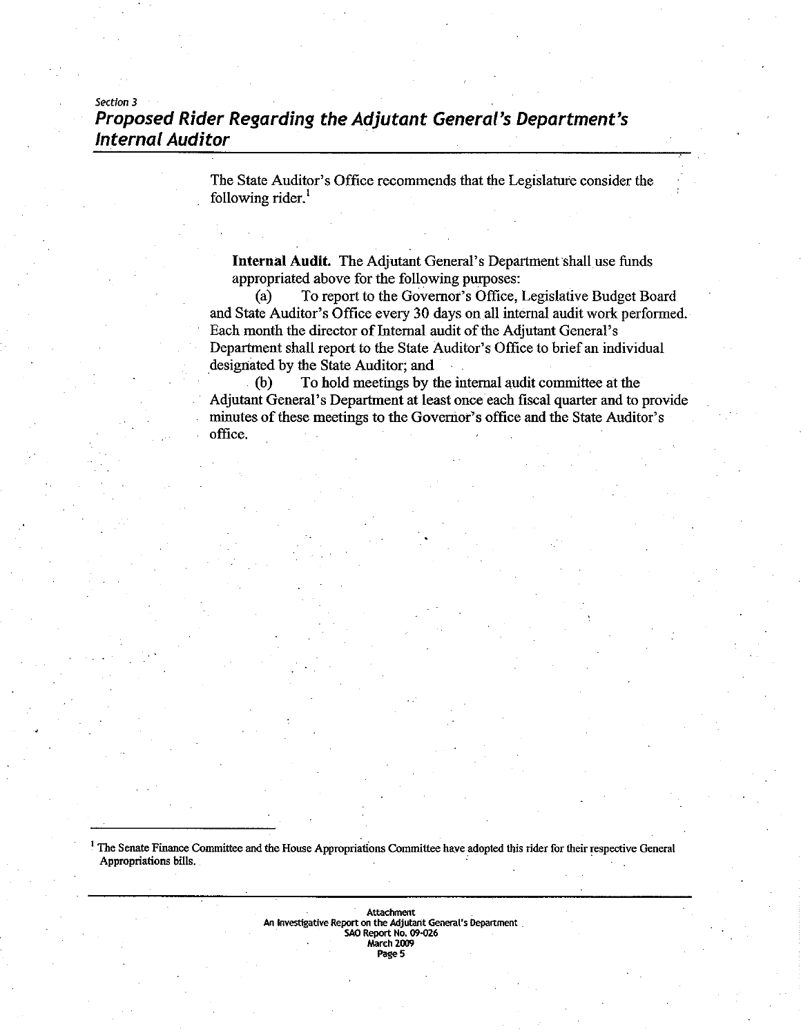*Section 3*

## Proposed Rider Regarding the Adjutant General's Department's Internal Auditor

The State Auditor's Office recommends that the Legislature consider the following rider.[1]

**Internal Audit.** The Adjutant General's Department shall use funds appropriated above for the following purposes:

(a) To report to the Governor's Office, Legislative Budget Board and State Auditor's Office every 30 days on all internal audit work performed. Each month the director of Internal audit of the Adjutant General's Department shall report to the State Auditor's Office to brief an individual designated by the State Auditor; and

(b) To hold meetings by the internal audit committee at the Adjutant General's Department at least once each fiscal quarter and to provide minutes of these meetings to the Governor's office and the State Auditor's office.

---

[1] The Senate Finance Committee and the House Appropriations Committee have adopted this rider for their respective General Appropriations bills.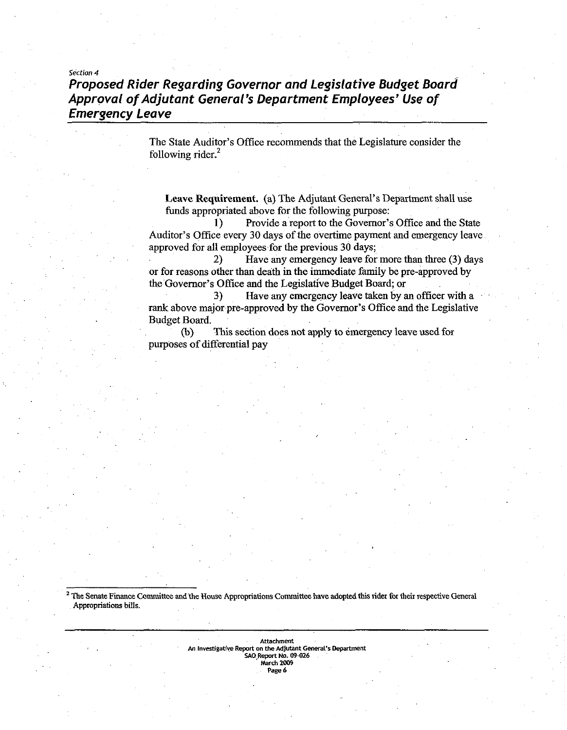Section 4

## Proposed Rider Regarding Governor and Legislative Budget Board Approval of Adjutant General's Department Employees' Use of Emergency Leave

The State Auditor's Office recommends that the Legislature consider the following rider.[2]

**Leave Requirement.** (a) The Adjutant General's Department shall use funds appropriated above for the following purpose:

1) Provide a report to the Governor's Office and the State Auditor's Office every 30 days of the overtime payment and emergency leave approved for all employees for the previous 30 days;

2) Have any emergency leave for more than three (3) days or for reasons other than death in the immediate family be pre-approved by the Governor's Office and the Legislative Budget Board; or

3) Have any emergency leave taken by an officer with a rank above major pre-approved by the Governor's Office and the Legislative Budget Board.

(b) This section does not apply to emergency leave used for purposes of differential pay

[2] The Senate Finance Committee and the House Appropriations Committee have adopted this rider for their respective General Appropriations bills.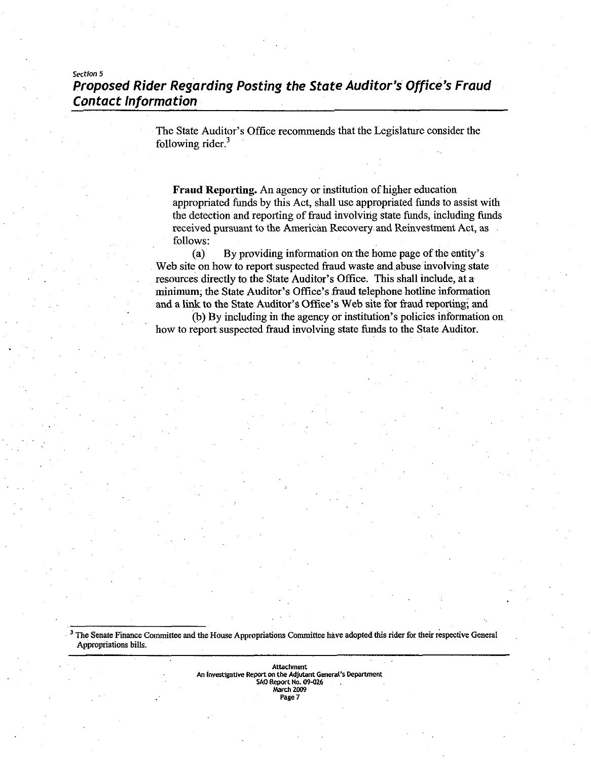Section 5

## Proposed Rider Regarding Posting the State Auditor's Office's Fraud Contact Information

The State Auditor's Office recommends that the Legislature consider the following rider.[3]

> **Fraud Reporting.** An agency or institution of higher education appropriated funds by this Act, shall use appropriated funds to assist with the detection and reporting of fraud involving state funds, including funds received pursuant to the American Recovery and Reinvestment Act, as follows:
>
> (a) By providing information on the home page of the entity's Web site on how to report suspected fraud waste and abuse involving state resources directly to the State Auditor's Office. This shall include, at a minimum, the State Auditor's Office's fraud telephone hotline information and a link to the State Auditor's Office's Web site for fraud reporting; and
>
> (b) By including in the agency or institution's policies information on how to report suspected fraud involving state funds to the State Auditor.

[3] The Senate Finance Committee and the House Appropriations Committee have adopted this rider for their respective General Appropriations bills.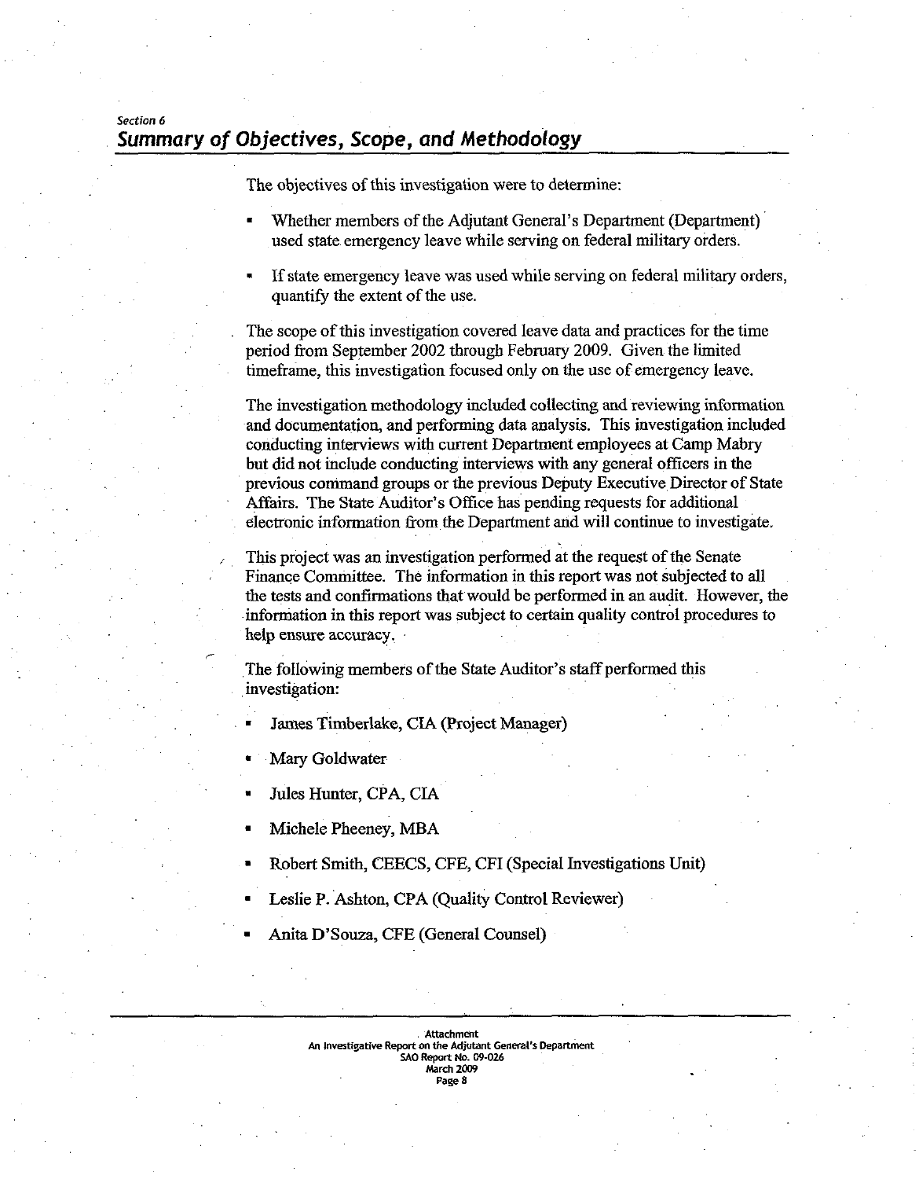Section 6

## Summary of Objectives, Scope, and Methodology

The objectives of this investigation were to determine:

- Whether members of the Adjutant General's Department (Department) used state emergency leave while serving on federal military orders.
- If state emergency leave was used while serving on federal military orders, quantify the extent of the use.

The scope of this investigation covered leave data and practices for the time period from September 2002 through February 2009. Given the limited timeframe, this investigation focused only on the use of emergency leave.

The investigation methodology included collecting and reviewing information and documentation, and performing data analysis. This investigation included conducting interviews with current Department employees at Camp Mabry but did not include conducting interviews with any general officers in the previous command groups or the previous Deputy Executive Director of State Affairs. The State Auditor's Office has pending requests for additional electronic information from the Department and will continue to investigate.

This project was an investigation performed at the request of the Senate Finance Committee. The information in this report was not subjected to all the tests and confirmations that would be performed in an audit. However, the information in this report was subject to certain quality control procedures to help ensure accuracy.

The following members of the State Auditor's staff performed this investigation:

- James Timberlake, CIA (Project Manager)
- Mary Goldwater
- Jules Hunter, CPA, CIA
- Michele Pheeney, MBA
- Robert Smith, CEECS, CFE, CFI (Special Investigations Unit)
- Leslie P. Ashton, CPA (Quality Control Reviewer)
- Anita D'Souza, CFE (General Counsel)